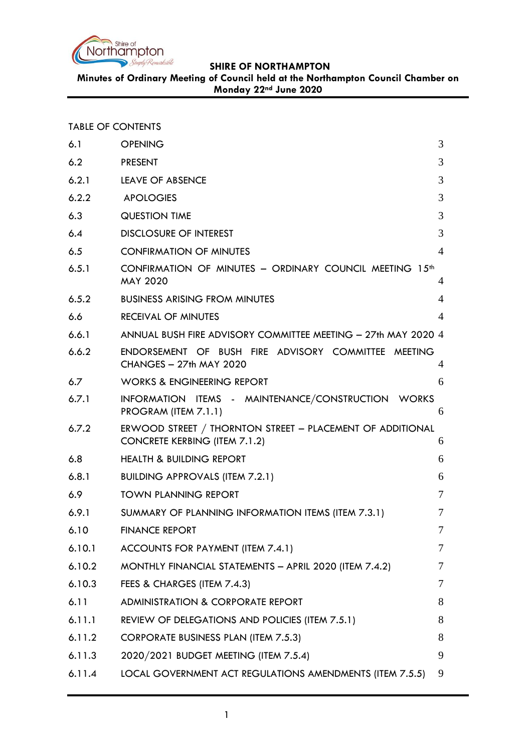**SHIRE OF NORTHAMPTON**

**Minutes of Ordinary Meeting of Council held at the Northampton Council Chamber on Monday 22nd June 2020**

TABLE OF CONTENTS

| | | |
|---|---|---|
| 6.1 | OPENING | 3 |
| 6.2 | PRESENT | 3 |
| 6.2.1 | LEAVE OF ABSENCE | 3 |
| 6.2.2 | APOLOGIES | 3 |
| 6.3 | QUESTION TIME | 3 |
| 6.4 | DISCLOSURE OF INTEREST | 3 |
| 6.5 | CONFIRMATION OF MINUTES | 4 |
| 6.5.1 | CONFIRMATION OF MINUTES – ORDINARY COUNCIL MEETING 15th MAY 2020 | 4 |
| 6.5.2 | BUSINESS ARISING FROM MINUTES | 4 |
| 6.6 | RECEIVAL OF MINUTES | 4 |
| 6.6.1 | ANNUAL BUSH FIRE ADVISORY COMMITTEE MEETING – 27th MAY 2020 | 4 |
| 6.6.2 | ENDORSEMENT OF BUSH FIRE ADVISORY COMMITTEE MEETING CHANGES – 27th MAY 2020 | 4 |
| 6.7 | WORKS & ENGINEERING REPORT | 6 |
| 6.7.1 | INFORMATION ITEMS - MAINTENANCE/CONSTRUCTION WORKS PROGRAM (ITEM 7.1.1) | 6 |
| 6.7.2 | ERWOOD STREET / THORNTON STREET – PLACEMENT OF ADDITIONAL CONCRETE KERBING (ITEM 7.1.2) | 6 |
| 6.8 | HEALTH & BUILDING REPORT | 6 |
| 6.8.1 | BUILDING APPROVALS (ITEM 7.2.1) | 6 |
| 6.9 | TOWN PLANNING REPORT | 7 |
| 6.9.1 | SUMMARY OF PLANNING INFORMATION ITEMS (ITEM 7.3.1) | 7 |
| 6.10 | FINANCE REPORT | 7 |
| 6.10.1 | ACCOUNTS FOR PAYMENT (ITEM 7.4.1) | 7 |
| 6.10.2 | MONTHLY FINANCIAL STATEMENTS – APRIL 2020 (ITEM 7.4.2) | 7 |
| 6.10.3 | FEES & CHARGES (ITEM 7.4.3) | 7 |
| 6.11 | ADMINISTRATION & CORPORATE REPORT | 8 |
| 6.11.1 | REVIEW OF DELEGATIONS AND POLICIES (ITEM 7.5.1) | 8 |
| 6.11.2 | CORPORATE BUSINESS PLAN (ITEM 7.5.3) | 8 |
| 6.11.3 | 2020/2021 BUDGET MEETING (ITEM 7.5.4) | 9 |
| 6.11.4 | LOCAL GOVERNMENT ACT REGULATIONS AMENDMENTS (ITEM 7.5.5) | 9 |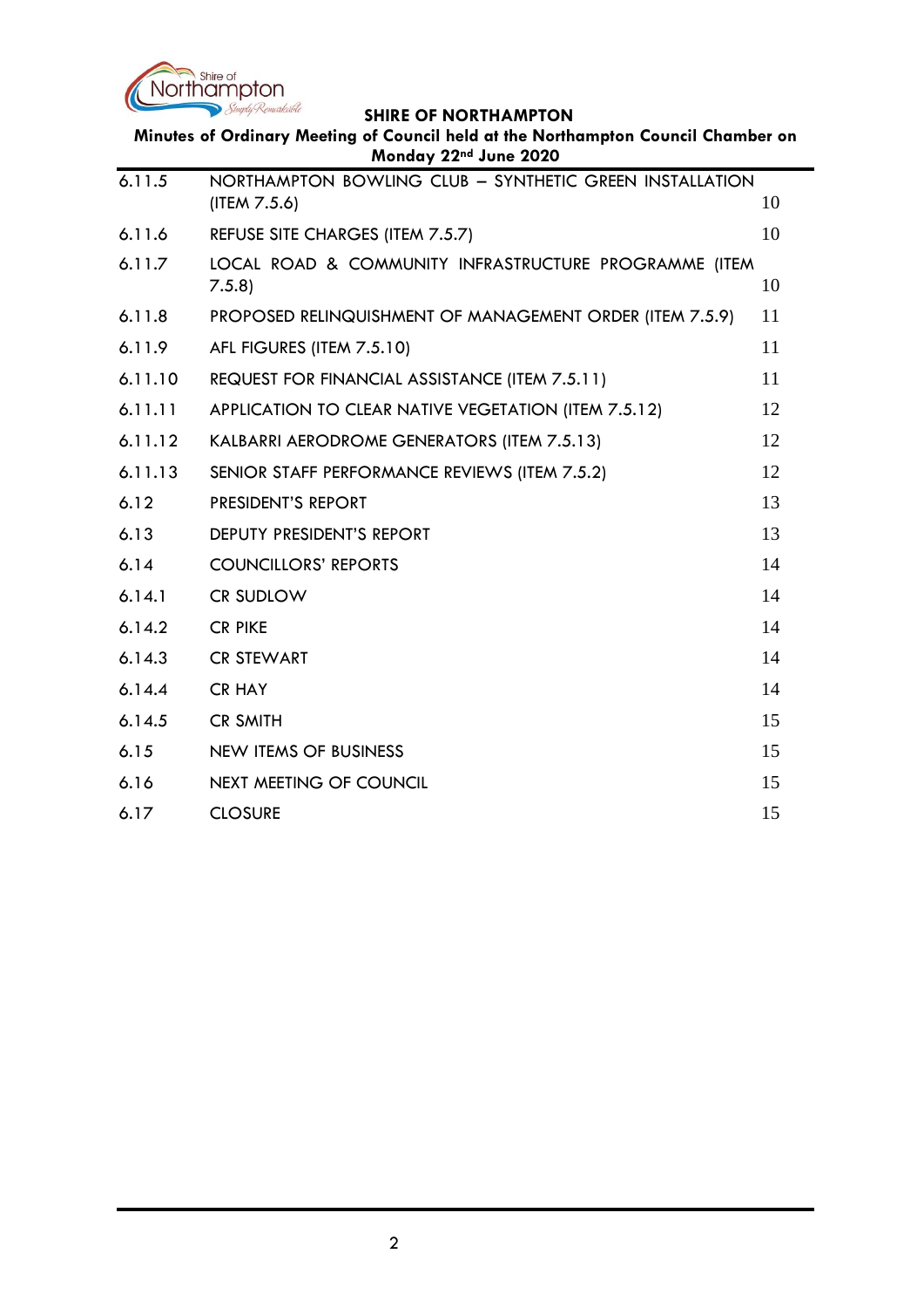| | | |
|---|---|---|
| 6.11.5 | NORTHAMPTON BOWLING CLUB – SYNTHETIC GREEN INSTALLATION (ITEM 7.5.6) | 10 |
| 6.11.6 | REFUSE SITE CHARGES (ITEM 7.5.7) | 10 |
| 6.11.7 | LOCAL ROAD & COMMUNITY INFRASTRUCTURE PROGRAMME (ITEM 7.5.8) | 10 |
| 6.11.8 | PROPOSED RELINQUISHMENT OF MANAGEMENT ORDER (ITEM 7.5.9) | 11 |
| 6.11.9 | AFL FIGURES (ITEM 7.5.10) | 11 |
| 6.11.10 | REQUEST FOR FINANCIAL ASSISTANCE (ITEM 7.5.11) | 11 |
| 6.11.11 | APPLICATION TO CLEAR NATIVE VEGETATION (ITEM 7.5.12) | 12 |
| 6.11.12 | KALBARRI AERODROME GENERATORS (ITEM 7.5.13) | 12 |
| 6.11.13 | SENIOR STAFF PERFORMANCE REVIEWS (ITEM 7.5.2) | 12 |
| 6.12 | PRESIDENT'S REPORT | 13 |
| 6.13 | DEPUTY PRESIDENT'S REPORT | 13 |
| 6.14 | COUNCILLORS' REPORTS | 14 |
| 6.14.1 | CR SUDLOW | 14 |
| 6.14.2 | CR PIKE | 14 |
| 6.14.3 | CR STEWART | 14 |
| 6.14.4 | CR HAY | 14 |
| 6.14.5 | CR SMITH | 15 |
| 6.15 | NEW ITEMS OF BUSINESS | 15 |
| 6.16 | NEXT MEETING OF COUNCIL | 15 |
| 6.17 | CLOSURE | 15 |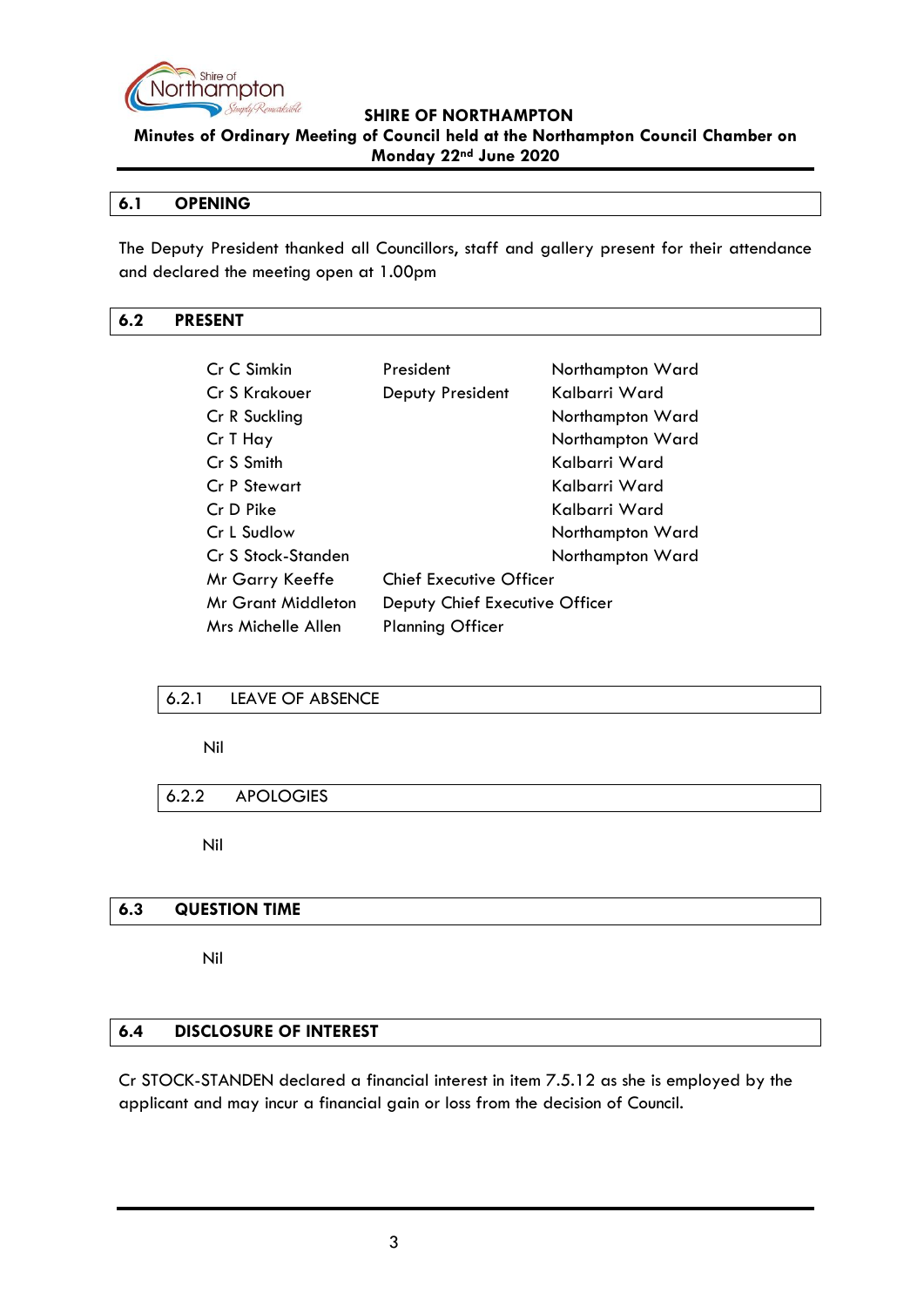## 6.1 OPENING

The Deputy President thanked all Councillors, staff and gallery present for their attendance and declared the meeting open at 1.00pm

## 6.2 PRESENT

| | | |
|---|---|---|
| Cr C Simkin | President | Northampton Ward |
| Cr S Krakouer | Deputy President | Kalbarri Ward |
| Cr R Suckling | | Northampton Ward |
| Cr T Hay | | Northampton Ward |
| Cr S Smith | | Kalbarri Ward |
| Cr P Stewart | | Kalbarri Ward |
| Cr D Pike | | Kalbarri Ward |
| Cr L Sudlow | | Northampton Ward |
| Cr S Stock-Standen | | Northampton Ward |
| Mr Garry Keeffe | Chief Executive Officer | |
| Mr Grant Middleton | Deputy Chief Executive Officer | |
| Mrs Michelle Allen | Planning Officer | |

### 6.2.1 LEAVE OF ABSENCE

Nil

### 6.2.2 APOLOGIES

Nil

## 6.3 QUESTION TIME

Nil

## 6.4 DISCLOSURE OF INTEREST

Cr STOCK-STANDEN declared a financial interest in item 7.5.12 as she is employed by the applicant and may incur a financial gain or loss from the decision of Council.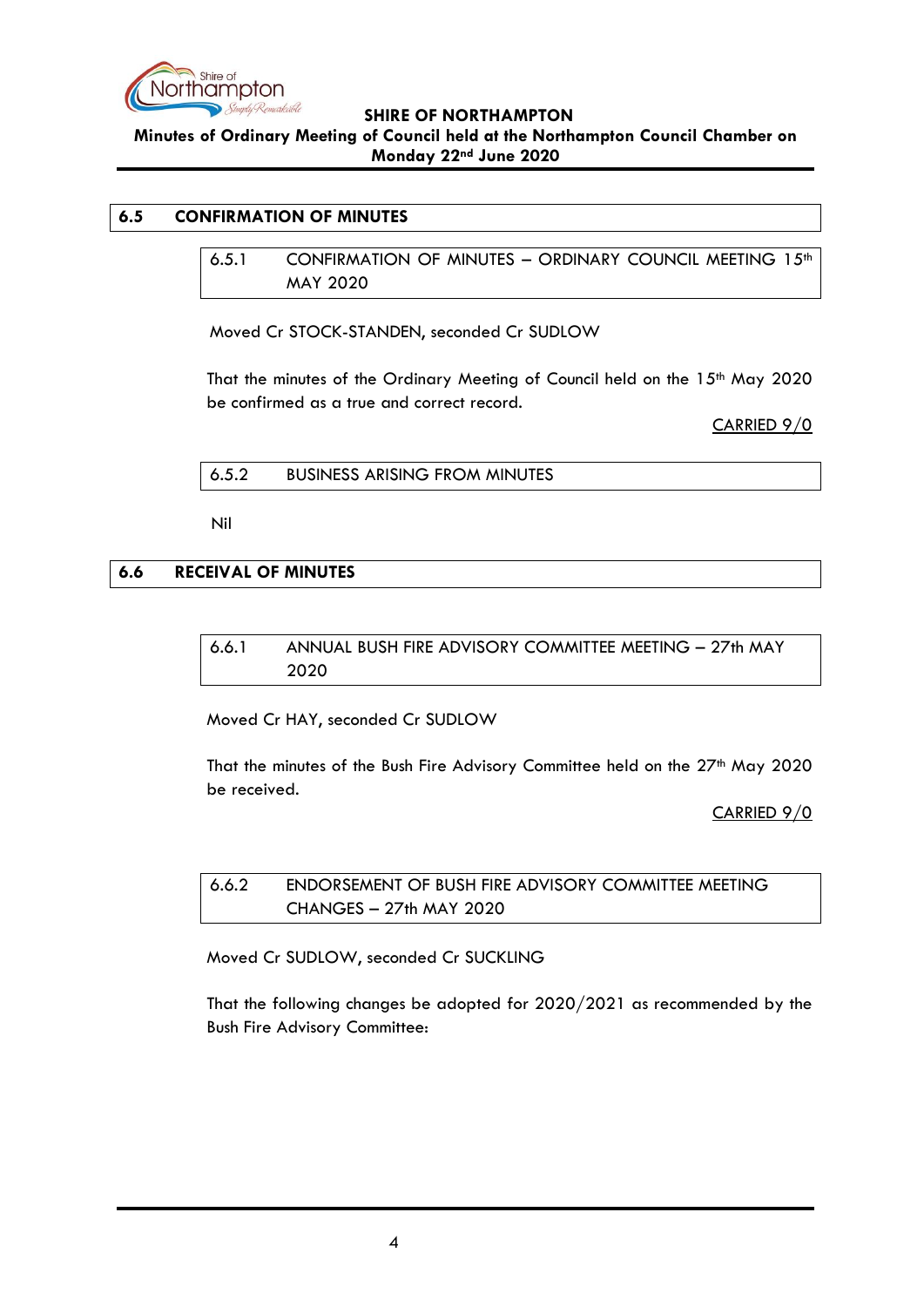## 6.5 CONFIRMATION OF MINUTES

### 6.5.1 CONFIRMATION OF MINUTES – ORDINARY COUNCIL MEETING 15th MAY 2020

Moved Cr STOCK-STANDEN, seconded Cr SUDLOW

That the minutes of the Ordinary Meeting of Council held on the 15th May 2020 be confirmed as a true and correct record.

CARRIED 9/0

### 6.5.2 BUSINESS ARISING FROM MINUTES

Nil

## 6.6 RECEIVAL OF MINUTES

### 6.6.1 ANNUAL BUSH FIRE ADVISORY COMMITTEE MEETING – 27th MAY 2020

Moved Cr HAY, seconded Cr SUDLOW

That the minutes of the Bush Fire Advisory Committee held on the 27th May 2020 be received.

CARRIED 9/0

### 6.6.2 ENDORSEMENT OF BUSH FIRE ADVISORY COMMITTEE MEETING CHANGES – 27th MAY 2020

Moved Cr SUDLOW, seconded Cr SUCKLING

That the following changes be adopted for 2020/2021 as recommended by the Bush Fire Advisory Committee: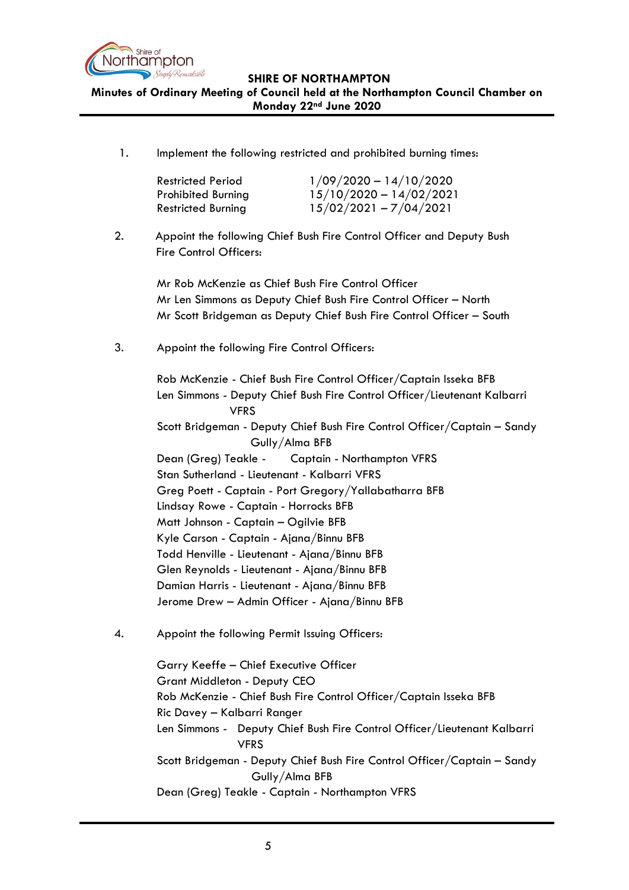1. Implement the following restricted and prohibited burning times:

| | |
|---|---|
| Restricted Period | 1/09/2020 – 14/10/2020 |
| Prohibited Burning | 15/10/2020 – 14/02/2021 |
| Restricted Burning | 15/02/2021 – 7/04/2021 |

2. Appoint the following Chief Bush Fire Control Officer and Deputy Bush Fire Control Officers:

   Mr Rob McKenzie as Chief Bush Fire Control Officer
   Mr Len Simmons as Deputy Chief Bush Fire Control Officer – North
   Mr Scott Bridgeman as Deputy Chief Bush Fire Control Officer – South

3. Appoint the following Fire Control Officers:

   Rob McKenzie - Chief Bush Fire Control Officer/Captain Isseka BFB
   Len Simmons - Deputy Chief Bush Fire Control Officer/Lieutenant Kalbarri VFRS
   Scott Bridgeman - Deputy Chief Bush Fire Control Officer/Captain – Sandy Gully/Alma BFB
   Dean (Greg) Teakle - Captain - Northampton VFRS
   Stan Sutherland - Lieutenant - Kalbarri VFRS
   Greg Poett - Captain - Port Gregory/Yallabatharra BFB
   Lindsay Rowe - Captain - Horrocks BFB
   Matt Johnson - Captain – Ogilvie BFB
   Kyle Carson - Captain - Ajana/Binnu BFB
   Todd Henville - Lieutenant - Ajana/Binnu BFB
   Glen Reynolds - Lieutenant - Ajana/Binnu BFB
   Damian Harris - Lieutenant - Ajana/Binnu BFB
   Jerome Drew – Admin Officer - Ajana/Binnu BFB

4. Appoint the following Permit Issuing Officers:

   Garry Keeffe – Chief Executive Officer
   Grant Middleton - Deputy CEO
   Rob McKenzie - Chief Bush Fire Control Officer/Captain Isseka BFB
   Ric Davey – Kalbarri Ranger
   Len Simmons - Deputy Chief Bush Fire Control Officer/Lieutenant Kalbarri VFRS
   Scott Bridgeman - Deputy Chief Bush Fire Control Officer/Captain – Sandy Gully/Alma BFB
   Dean (Greg) Teakle - Captain - Northampton VFRS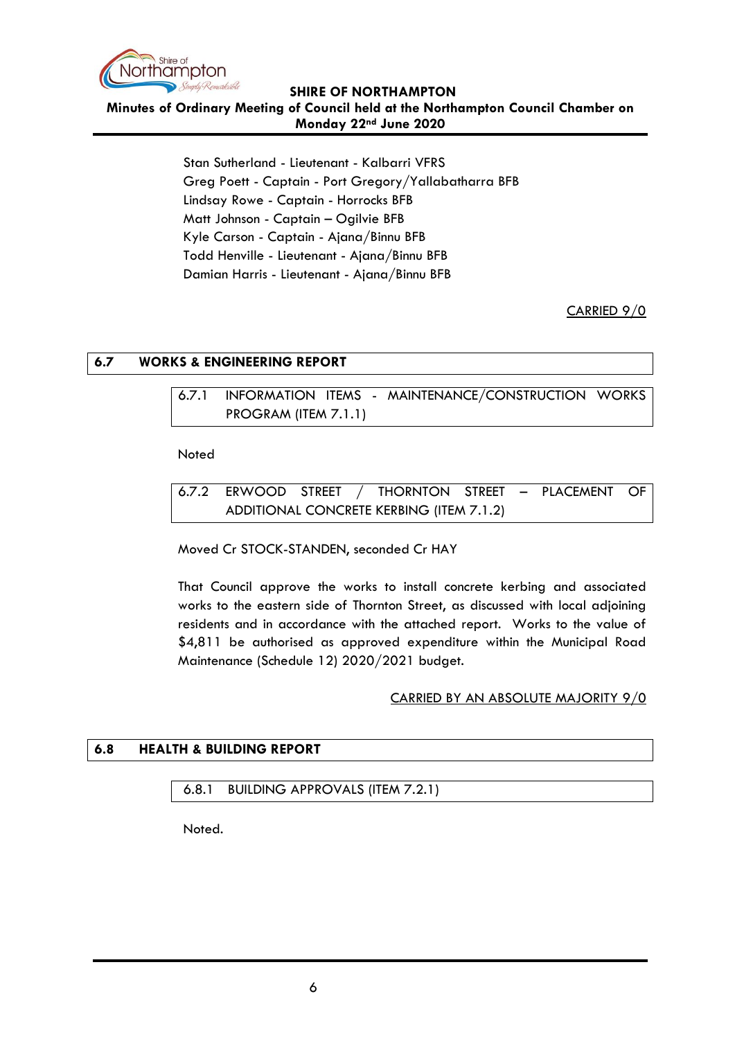Stan Sutherland - Lieutenant - Kalbarri VFRS
Greg Poett - Captain - Port Gregory/Yallabatharra BFB
Lindsay Rowe - Captain - Horrocks BFB
Matt Johnson - Captain – Ogilvie BFB
Kyle Carson - Captain - Ajana/Binnu BFB
Todd Henville - Lieutenant - Ajana/Binnu BFB
Damian Harris - Lieutenant - Ajana/Binnu BFB

CARRIED 9/0

## 6.7 WORKS & ENGINEERING REPORT

### 6.7.1 INFORMATION ITEMS - MAINTENANCE/CONSTRUCTION WORKS PROGRAM (ITEM 7.1.1)

Noted

### 6.7.2 ERWOOD STREET / THORNTON STREET – PLACEMENT OF ADDITIONAL CONCRETE KERBING (ITEM 7.1.2)

Moved Cr STOCK-STANDEN, seconded Cr HAY

That Council approve the works to install concrete kerbing and associated works to the eastern side of Thornton Street, as discussed with local adjoining residents and in accordance with the attached report. Works to the value of $4,811 be authorised as approved expenditure within the Municipal Road Maintenance (Schedule 12) 2020/2021 budget.

CARRIED BY AN ABSOLUTE MAJORITY 9/0

## 6.8 HEALTH & BUILDING REPORT

### 6.8.1 BUILDING APPROVALS (ITEM 7.2.1)

Noted.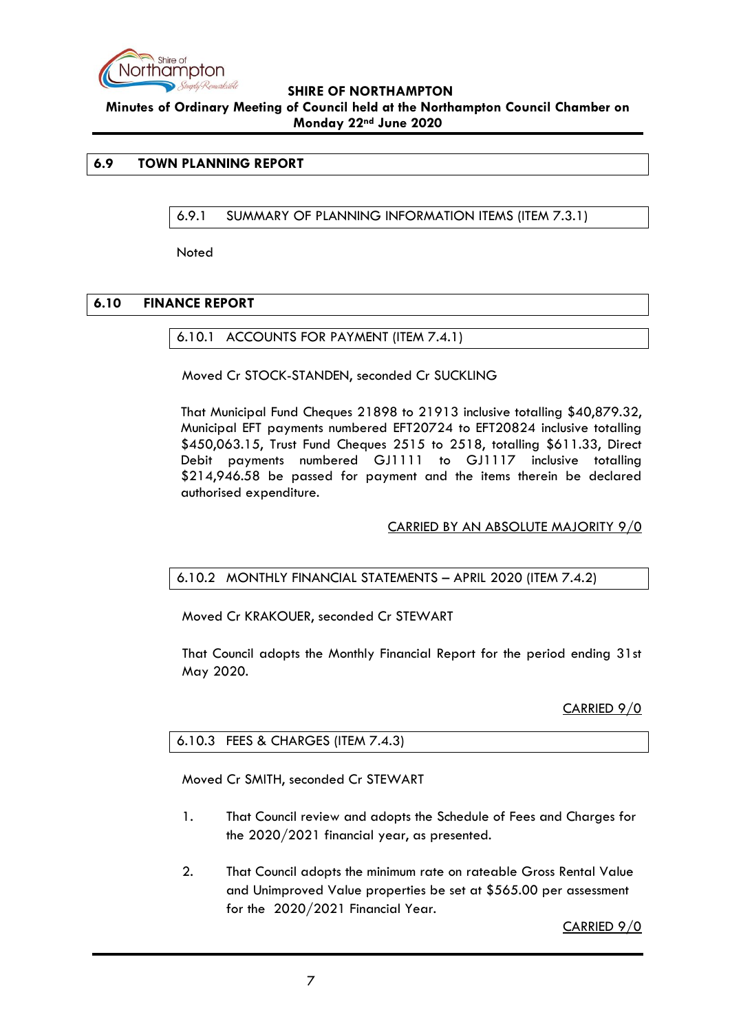## 6.9 TOWN PLANNING REPORT

### 6.9.1 SUMMARY OF PLANNING INFORMATION ITEMS (ITEM 7.3.1)

Noted

## 6.10 FINANCE REPORT

### 6.10.1 ACCOUNTS FOR PAYMENT (ITEM 7.4.1)

Moved Cr STOCK-STANDEN, seconded Cr SUCKLING

That Municipal Fund Cheques 21898 to 21913 inclusive totalling $40,879.32, Municipal EFT payments numbered EFT20724 to EFT20824 inclusive totalling $450,063.15, Trust Fund Cheques 2515 to 2518, totalling $611.33, Direct Debit payments numbered GJ1111 to GJ1117 inclusive totalling $214,946.58 be passed for payment and the items therein be declared authorised expenditure.

CARRIED BY AN ABSOLUTE MAJORITY 9/0

### 6.10.2 MONTHLY FINANCIAL STATEMENTS – APRIL 2020 (ITEM 7.4.2)

Moved Cr KRAKOUER, seconded Cr STEWART

That Council adopts the Monthly Financial Report for the period ending 31st May 2020.

CARRIED 9/0

### 6.10.3 FEES & CHARGES (ITEM 7.4.3)

Moved Cr SMITH, seconded Cr STEWART

1. That Council review and adopts the Schedule of Fees and Charges for the 2020/2021 financial year, as presented.

2. That Council adopts the minimum rate on rateable Gross Rental Value and Unimproved Value properties be set at $565.00 per assessment for the 2020/2021 Financial Year.

CARRIED 9/0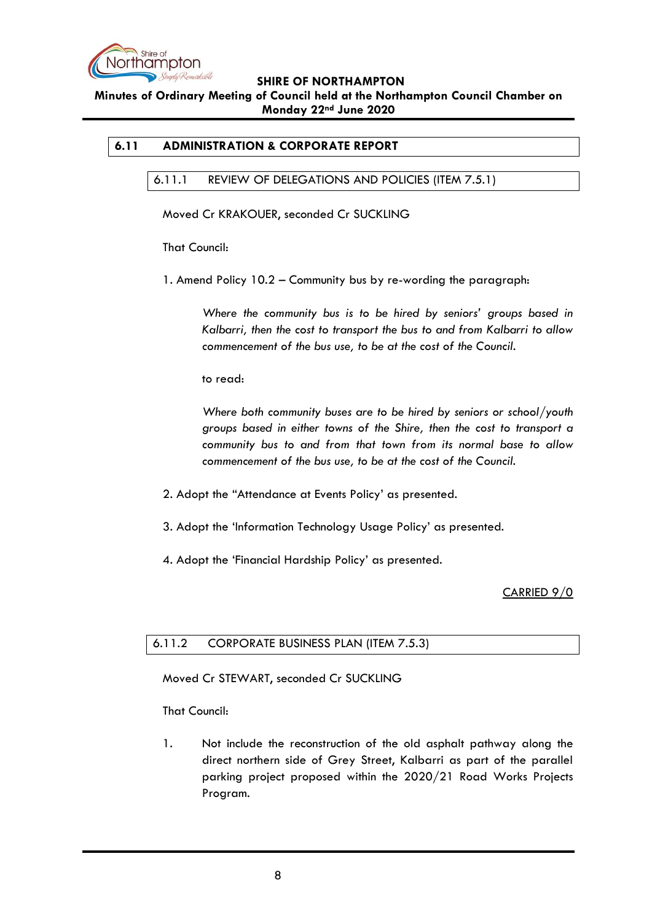## 6.11 ADMINISTRATION & CORPORATE REPORT

### 6.11.1 REVIEW OF DELEGATIONS AND POLICIES (ITEM 7.5.1)

Moved Cr KRAKOUER, seconded Cr SUCKLING

That Council:

1. Amend Policy 10.2 – Community bus by re-wording the paragraph:

   *Where the community bus is to be hired by seniors' groups based in Kalbarri, then the cost to transport the bus to and from Kalbarri to allow commencement of the bus use, to be at the cost of the Council.*

   to read:

   *Where both community buses are to be hired by seniors or school/youth groups based in either towns of the Shire, then the cost to transport a community bus to and from that town from its normal base to allow commencement of the bus use, to be at the cost of the Council.*

2. Adopt the "Attendance at Events Policy' as presented.

3. Adopt the 'Information Technology Usage Policy' as presented.

4. Adopt the 'Financial Hardship Policy' as presented.

<u>CARRIED 9/0</u>

### 6.11.2 CORPORATE BUSINESS PLAN (ITEM 7.5.3)

Moved Cr STEWART, seconded Cr SUCKLING

That Council:

1. Not include the reconstruction of the old asphalt pathway along the direct northern side of Grey Street, Kalbarri as part of the parallel parking project proposed within the 2020/21 Road Works Projects Program.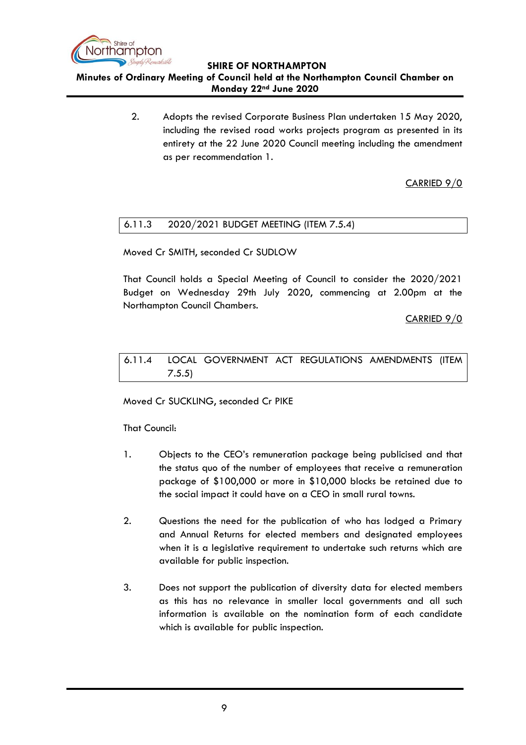2. Adopts the revised Corporate Business Plan undertaken 15 May 2020, including the revised road works projects program as presented in its entirety at the 22 June 2020 Council meeting including the amendment as per recommendation 1.

CARRIED 9/0

### 6.11.3 2020/2021 BUDGET MEETING (ITEM 7.5.4)

Moved Cr SMITH, seconded Cr SUDLOW

That Council holds a Special Meeting of Council to consider the 2020/2021 Budget on Wednesday 29th July 2020, commencing at 2.00pm at the Northampton Council Chambers.

CARRIED 9/0

### 6.11.4 LOCAL GOVERNMENT ACT REGULATIONS AMENDMENTS (ITEM 7.5.5)

Moved Cr SUCKLING, seconded Cr PIKE

That Council:

1. Objects to the CEO's remuneration package being publicised and that the status quo of the number of employees that receive a remuneration package of $100,000 or more in $10,000 blocks be retained due to the social impact it could have on a CEO in small rural towns.

2. Questions the need for the publication of who has lodged a Primary and Annual Returns for elected members and designated employees when it is a legislative requirement to undertake such returns which are available for public inspection.

3. Does not support the publication of diversity data for elected members as this has no relevance in smaller local governments and all such information is available on the nomination form of each candidate which is available for public inspection.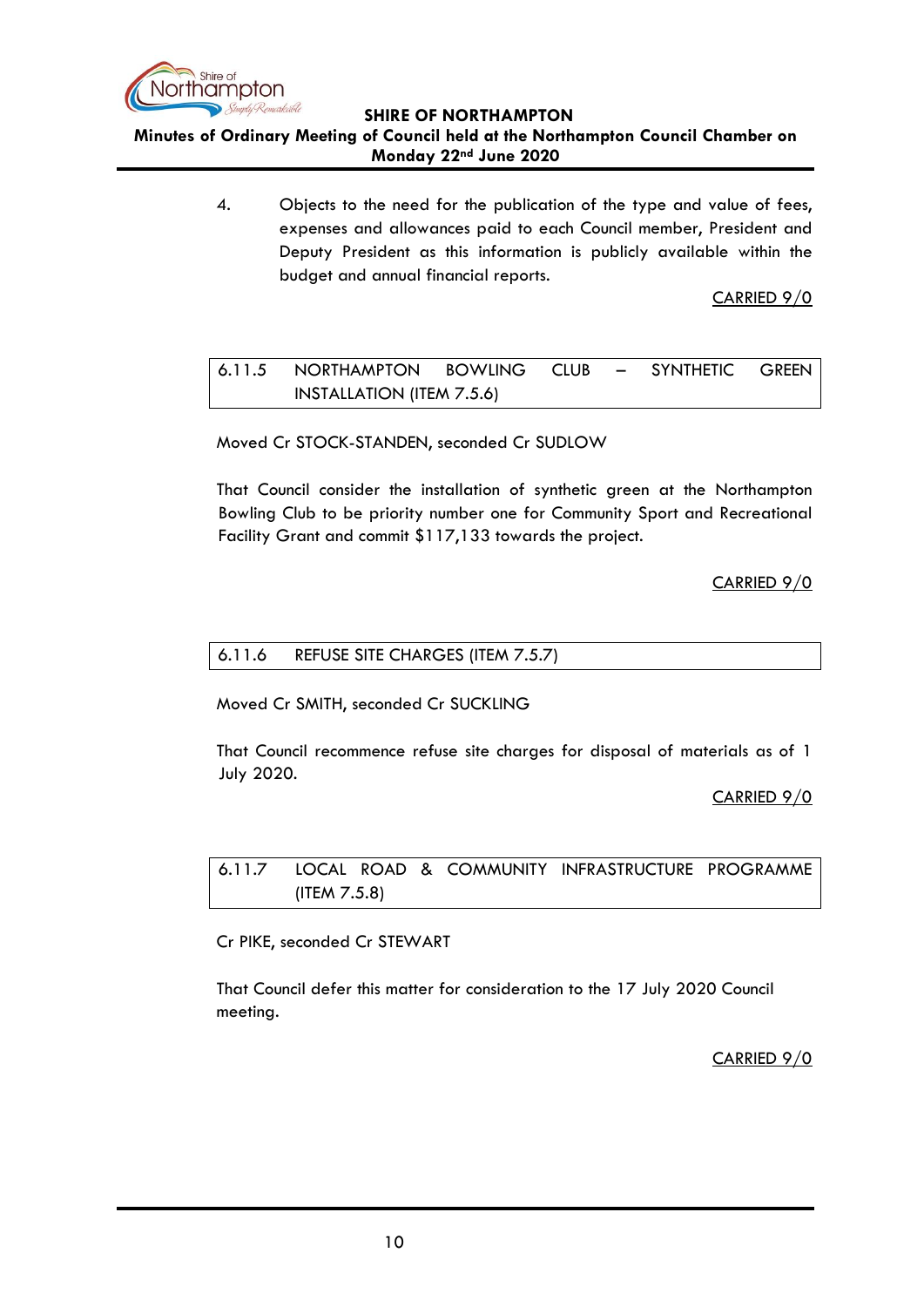4. Objects to the need for the publication of the type and value of fees, expenses and allowances paid to each Council member, President and Deputy President as this information is publicly available within the budget and annual financial reports.

CARRIED 9/0

### 6.11.5 NORTHAMPTON BOWLING CLUB – SYNTHETIC GREEN INSTALLATION (ITEM 7.5.6)

Moved Cr STOCK-STANDEN, seconded Cr SUDLOW

That Council consider the installation of synthetic green at the Northampton Bowling Club to be priority number one for Community Sport and Recreational Facility Grant and commit $117,133 towards the project.

CARRIED 9/0

### 6.11.6 REFUSE SITE CHARGES (ITEM 7.5.7)

Moved Cr SMITH, seconded Cr SUCKLING

That Council recommence refuse site charges for disposal of materials as of 1 July 2020.

CARRIED 9/0

### 6.11.7 LOCAL ROAD & COMMUNITY INFRASTRUCTURE PROGRAMME (ITEM 7.5.8)

Cr PIKE, seconded Cr STEWART

That Council defer this matter for consideration to the 17 July 2020 Council meeting.

CARRIED 9/0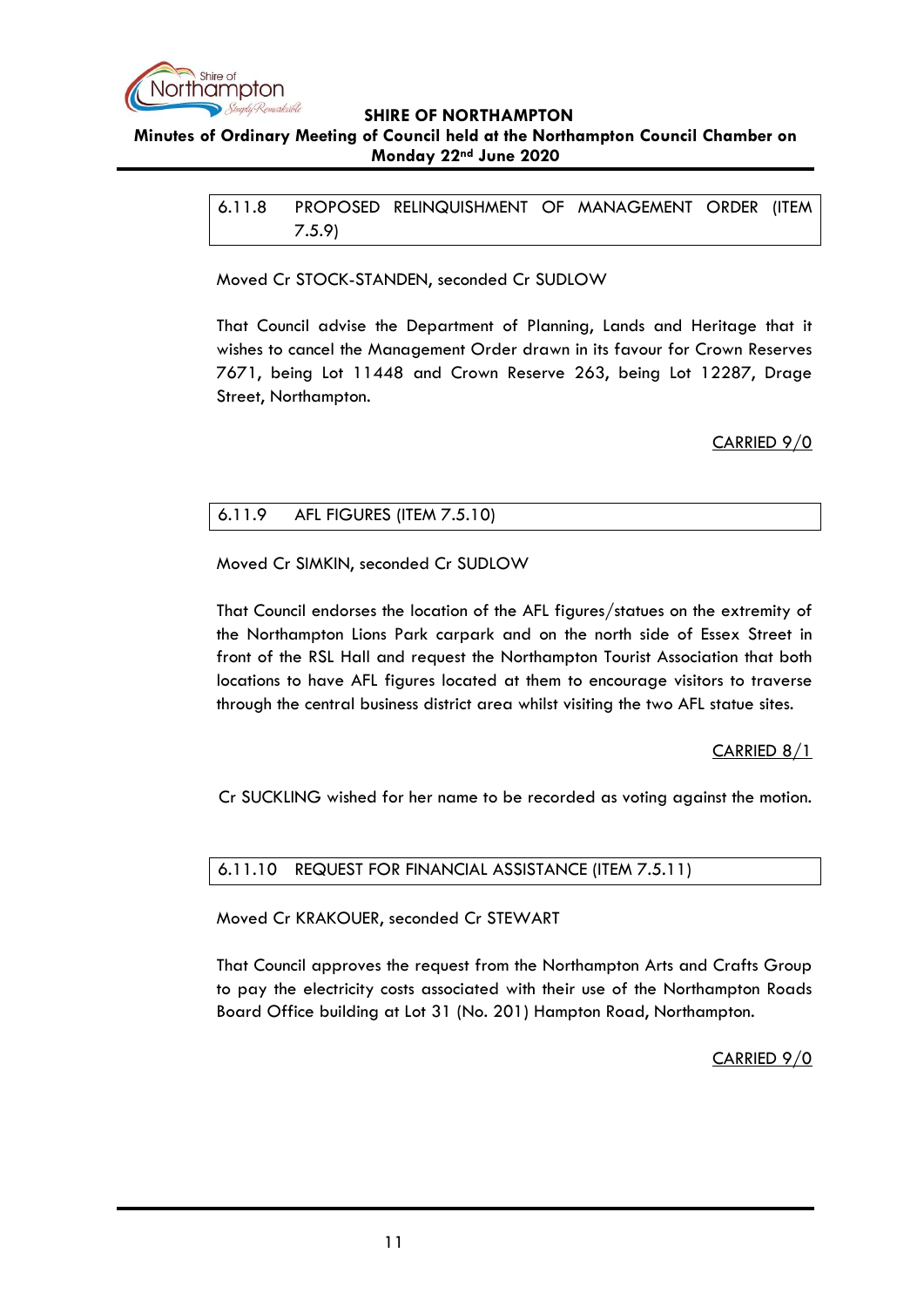### 6.11.8 PROPOSED RELINQUISHMENT OF MANAGEMENT ORDER (ITEM 7.5.9)

Moved Cr STOCK-STANDEN, seconded Cr SUDLOW

That Council advise the Department of Planning, Lands and Heritage that it wishes to cancel the Management Order drawn in its favour for Crown Reserves 7671, being Lot 11448 and Crown Reserve 263, being Lot 12287, Drage Street, Northampton.

CARRIED 9/0

### 6.11.9 AFL FIGURES (ITEM 7.5.10)

Moved Cr SIMKIN, seconded Cr SUDLOW

That Council endorses the location of the AFL figures/statues on the extremity of the Northampton Lions Park carpark and on the north side of Essex Street in front of the RSL Hall and request the Northampton Tourist Association that both locations to have AFL figures located at them to encourage visitors to traverse through the central business district area whilst visiting the two AFL statue sites.

CARRIED 8/1

Cr SUCKLING wished for her name to be recorded as voting against the motion.

### 6.11.10 REQUEST FOR FINANCIAL ASSISTANCE (ITEM 7.5.11)

Moved Cr KRAKOUER, seconded Cr STEWART

That Council approves the request from the Northampton Arts and Crafts Group to pay the electricity costs associated with their use of the Northampton Roads Board Office building at Lot 31 (No. 201) Hampton Road, Northampton.

CARRIED 9/0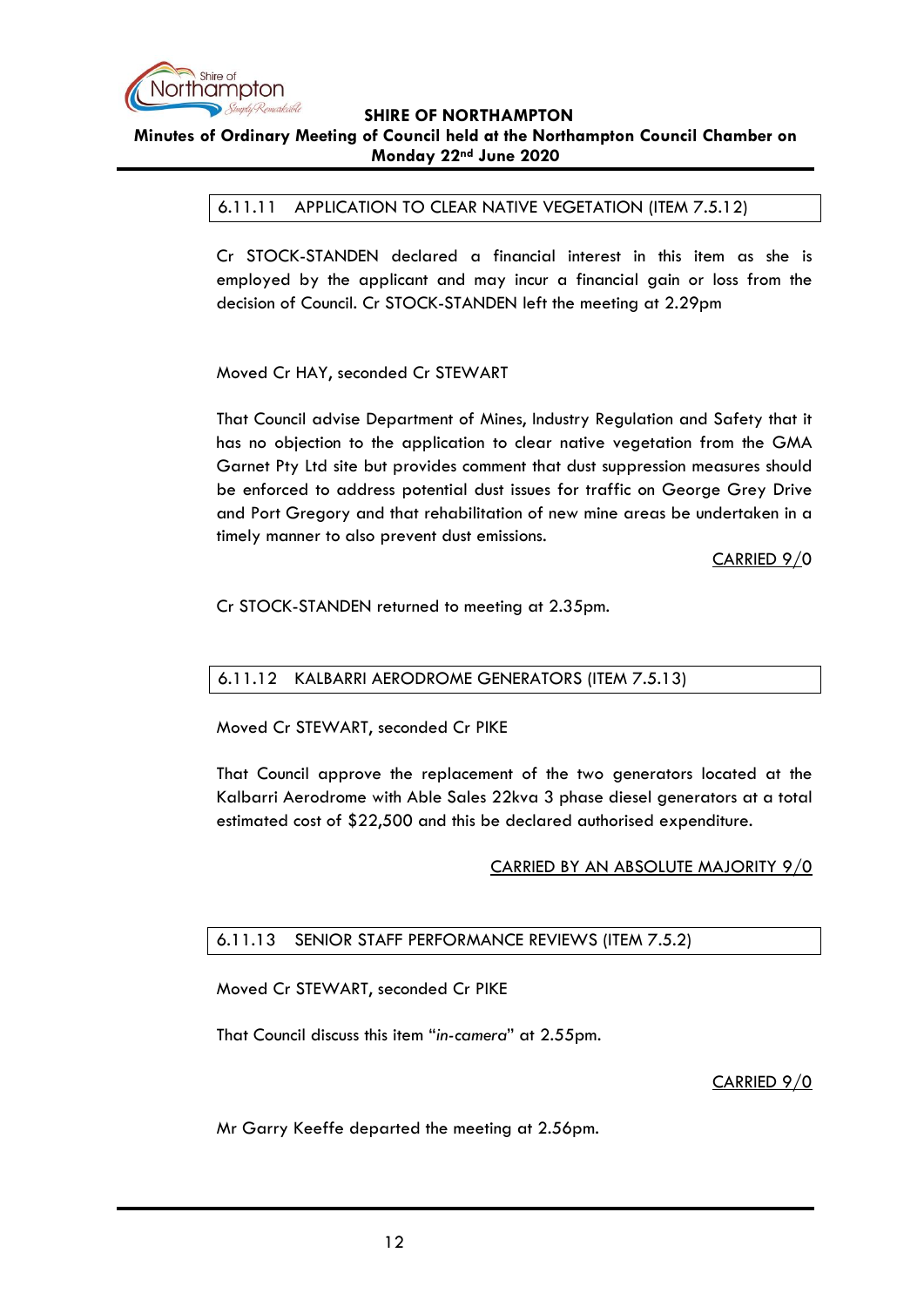### 6.11.11 APPLICATION TO CLEAR NATIVE VEGETATION (ITEM 7.5.12)

Cr STOCK-STANDEN declared a financial interest in this item as she is employed by the applicant and may incur a financial gain or loss from the decision of Council. Cr STOCK-STANDEN left the meeting at 2.29pm

Moved Cr HAY, seconded Cr STEWART

That Council advise Department of Mines, Industry Regulation and Safety that it has no objection to the application to clear native vegetation from the GMA Garnet Pty Ltd site but provides comment that dust suppression measures should be enforced to address potential dust issues for traffic on George Grey Drive and Port Gregory and that rehabilitation of new mine areas be undertaken in a timely manner to also prevent dust emissions.

CARRIED 9/0

Cr STOCK-STANDEN returned to meeting at 2.35pm.

### 6.11.12 KALBARRI AERODROME GENERATORS (ITEM 7.5.13)

Moved Cr STEWART, seconded Cr PIKE

That Council approve the replacement of the two generators located at the Kalbarri Aerodrome with Able Sales 22kva 3 phase diesel generators at a total estimated cost of $22,500 and this be declared authorised expenditure.

CARRIED BY AN ABSOLUTE MAJORITY 9/0

### 6.11.13 SENIOR STAFF PERFORMANCE REVIEWS (ITEM 7.5.2)

Moved Cr STEWART, seconded Cr PIKE

That Council discuss this item "*in-camera*" at 2.55pm.

CARRIED 9/0

Mr Garry Keeffe departed the meeting at 2.56pm.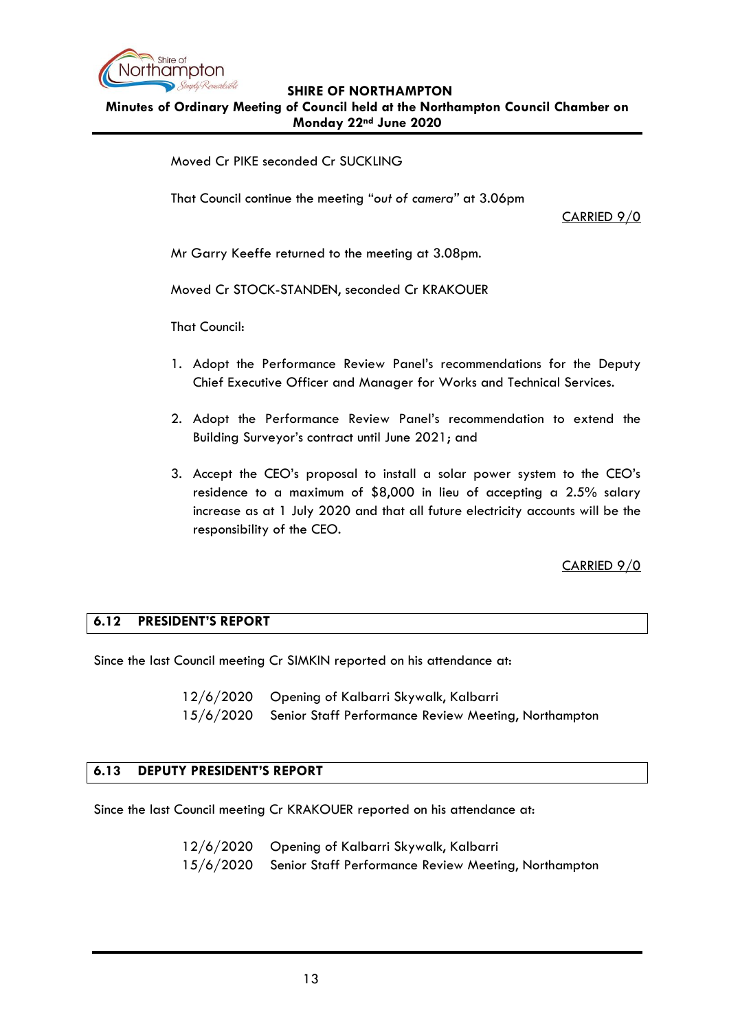Moved Cr PIKE seconded Cr SUCKLING

That Council continue the meeting "*out of camera*" at 3.06pm

CARRIED 9/0

Mr Garry Keeffe returned to the meeting at 3.08pm.

Moved Cr STOCK-STANDEN, seconded Cr KRAKOUER

That Council:

1. Adopt the Performance Review Panel's recommendations for the Deputy Chief Executive Officer and Manager for Works and Technical Services.

2. Adopt the Performance Review Panel's recommendation to extend the Building Surveyor's contract until June 2021; and

3. Accept the CEO's proposal to install a solar power system to the CEO's residence to a maximum of $8,000 in lieu of accepting a 2.5% salary increase as at 1 July 2020 and that all future electricity accounts will be the responsibility of the CEO.

CARRIED 9/0

## 6.12 PRESIDENT'S REPORT

Since the last Council meeting Cr SIMKIN reported on his attendance at:

12/6/2020 Opening of Kalbarri Skywalk, Kalbarri
15/6/2020 Senior Staff Performance Review Meeting, Northampton

## 6.13 DEPUTY PRESIDENT'S REPORT

Since the last Council meeting Cr KRAKOUER reported on his attendance at:

12/6/2020 Opening of Kalbarri Skywalk, Kalbarri
15/6/2020 Senior Staff Performance Review Meeting, Northampton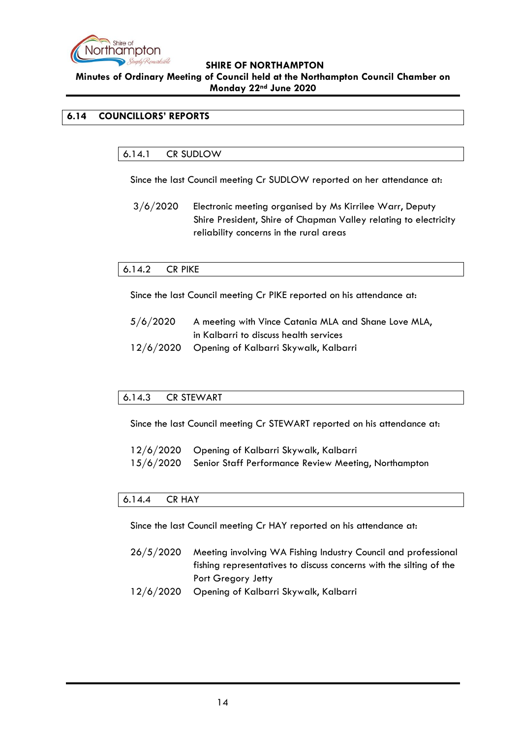## 6.14 COUNCILLORS' REPORTS

### 6.14.1 CR SUDLOW

Since the last Council meeting Cr SUDLOW reported on her attendance at:

| | |
|---|---|
| 3/6/2020 | Electronic meeting organised by Ms Kirrilee Warr, Deputy Shire President, Shire of Chapman Valley relating to electricity reliability concerns in the rural areas |

### 6.14.2 CR PIKE

Since the last Council meeting Cr PIKE reported on his attendance at:

| | |
|---|---|
| 5/6/2020 | A meeting with Vince Catania MLA and Shane Love MLA, in Kalbarri to discuss health services |
| 12/6/2020 | Opening of Kalbarri Skywalk, Kalbarri |

### 6.14.3 CR STEWART

Since the last Council meeting Cr STEWART reported on his attendance at:

| | |
|---|---|
| 12/6/2020 | Opening of Kalbarri Skywalk, Kalbarri |
| 15/6/2020 | Senior Staff Performance Review Meeting, Northampton |

### 6.14.4 CR HAY

Since the last Council meeting Cr HAY reported on his attendance at:

| | |
|---|---|
| 26/5/2020 | Meeting involving WA Fishing Industry Council and professional fishing representatives to discuss concerns with the silting of the Port Gregory Jetty |
| 12/6/2020 | Opening of Kalbarri Skywalk, Kalbarri |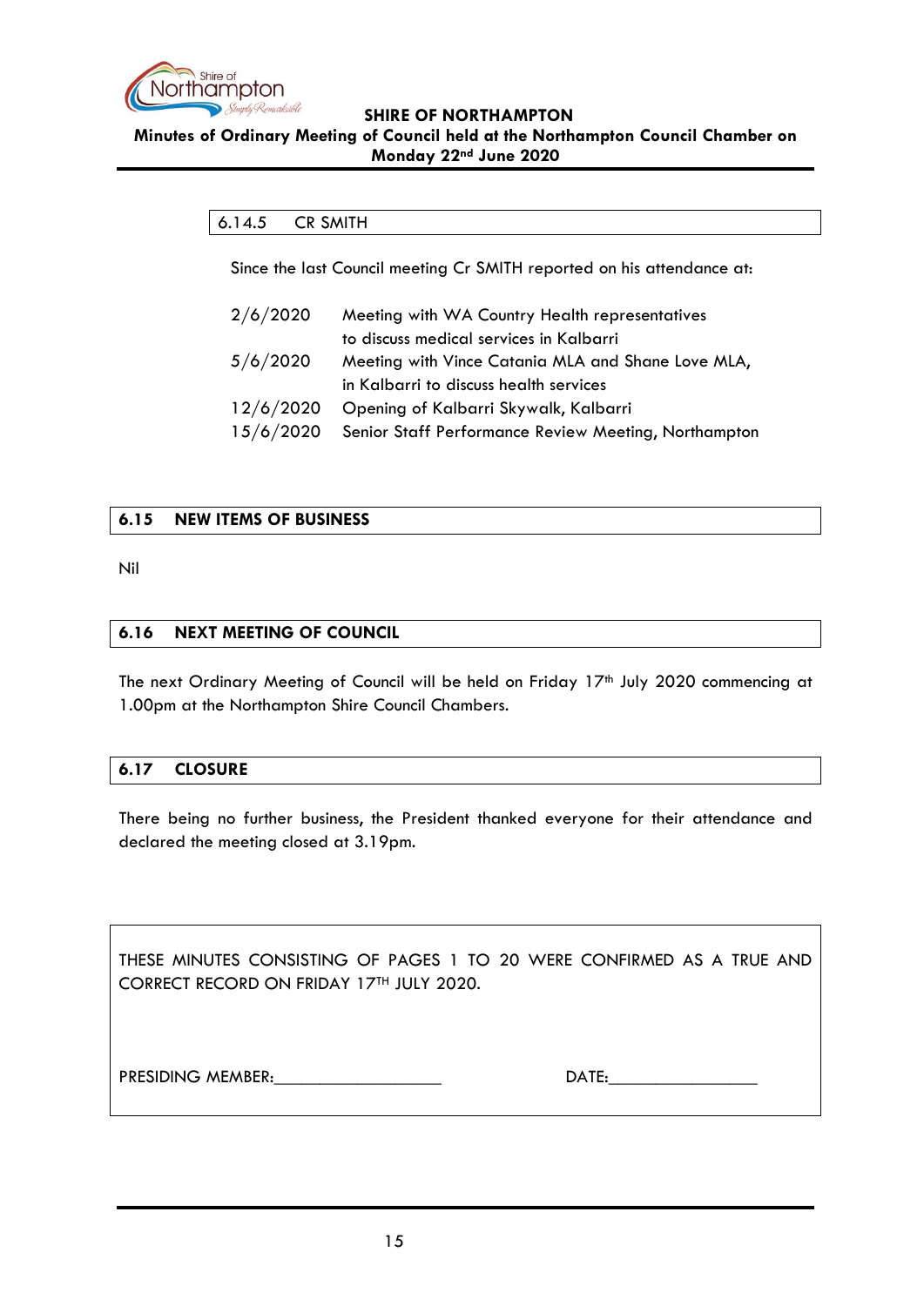### 6.14.5 CR SMITH

Since the last Council meeting Cr SMITH reported on his attendance at:

| | |
|---|---|
| 2/6/2020 | Meeting with WA Country Health representatives to discuss medical services in Kalbarri |
| 5/6/2020 | Meeting with Vince Catania MLA and Shane Love MLA, in Kalbarri to discuss health services |
| 12/6/2020 | Opening of Kalbarri Skywalk, Kalbarri |
| 15/6/2020 | Senior Staff Performance Review Meeting, Northampton |

## 6.15 NEW ITEMS OF BUSINESS

Nil

## 6.16 NEXT MEETING OF COUNCIL

The next Ordinary Meeting of Council will be held on Friday 17th July 2020 commencing at 1.00pm at the Northampton Shire Council Chambers.

## 6.17 CLOSURE

There being no further business, the President thanked everyone for their attendance and declared the meeting closed at 3.19pm.

THESE MINUTES CONSISTING OF PAGES 1 TO 20 WERE CONFIRMED AS A TRUE AND CORRECT RECORD ON FRIDAY 17TH JULY 2020.

PRESIDING MEMBER:___________________ DATE:_________________